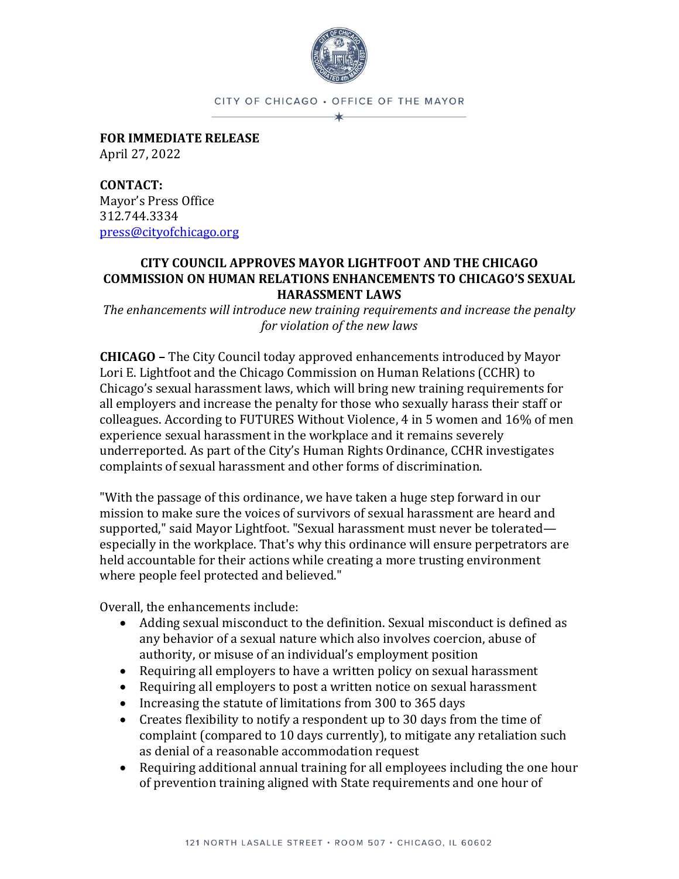CITY OF CHICAGO • OFFICE OF THE MAYOR

**FOR IMMEDIATE RELEASE**
April 27, 2022

**CONTACT:**
Mayor's Press Office
312.744.3334
press@cityofchicago.org

## CITY COUNCIL APPROVES MAYOR LIGHTFOOT AND THE CHICAGO COMMISSION ON HUMAN RELATIONS ENHANCEMENTS TO CHICAGO'S SEXUAL HARASSMENT LAWS

*The enhancements will introduce new training requirements and increase the penalty for violation of the new laws*

**CHICAGO –** The City Council today approved enhancements introduced by Mayor Lori E. Lightfoot and the Chicago Commission on Human Relations (CCHR) to Chicago's sexual harassment laws, which will bring new training requirements for all employers and increase the penalty for those who sexually harass their staff or colleagues. According to FUTURES Without Violence, 4 in 5 women and 16% of men experience sexual harassment in the workplace and it remains severely underreported. As part of the City's Human Rights Ordinance, CCHR investigates complaints of sexual harassment and other forms of discrimination.

"With the passage of this ordinance, we have taken a huge step forward in our mission to make sure the voices of survivors of sexual harassment are heard and supported," said Mayor Lightfoot. "Sexual harassment must never be tolerated—especially in the workplace. That's why this ordinance will ensure perpetrators are held accountable for their actions while creating a more trusting environment where people feel protected and believed."

Overall, the enhancements include:

- Adding sexual misconduct to the definition. Sexual misconduct is defined as any behavior of a sexual nature which also involves coercion, abuse of authority, or misuse of an individual's employment position
- Requiring all employers to have a written policy on sexual harassment
- Requiring all employers to post a written notice on sexual harassment
- Increasing the statute of limitations from 300 to 365 days
- Creates flexibility to notify a respondent up to 30 days from the time of complaint (compared to 10 days currently), to mitigate any retaliation such as denial of a reasonable accommodation request
- Requiring additional annual training for all employees including the one hour of prevention training aligned with State requirements and one hour of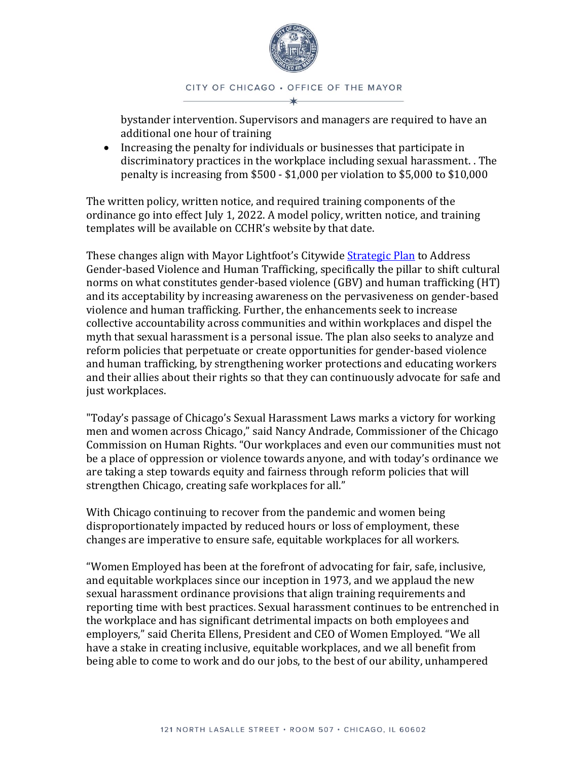bystander intervention. Supervisors and managers are required to have an additional one hour of training
- Increasing the penalty for individuals or businesses that participate in discriminatory practices in the workplace including sexual harassment. . The penalty is increasing from $500 - $1,000 per violation to $5,000 to $10,000

The written policy, written notice, and required training components of the ordinance go into effect July 1, 2022. A model policy, written notice, and training templates will be available on CCHR's website by that date.

These changes align with Mayor Lightfoot's Citywide Strategic Plan to Address Gender-based Violence and Human Trafficking, specifically the pillar to shift cultural norms on what constitutes gender-based violence (GBV) and human trafficking (HT) and its acceptability by increasing awareness on the pervasiveness on gender-based violence and human trafficking. Further, the enhancements seek to increase collective accountability across communities and within workplaces and dispel the myth that sexual harassment is a personal issue. The plan also seeks to analyze and reform policies that perpetuate or create opportunities for gender-based violence and human trafficking, by strengthening worker protections and educating workers and their allies about their rights so that they can continuously advocate for safe and just workplaces.

"Today's passage of Chicago's Sexual Harassment Laws marks a victory for working men and women across Chicago," said Nancy Andrade, Commissioner of the Chicago Commission on Human Rights. "Our workplaces and even our communities must not be a place of oppression or violence towards anyone, and with today's ordinance we are taking a step towards equity and fairness through reform policies that will strengthen Chicago, creating safe workplaces for all."

With Chicago continuing to recover from the pandemic and women being disproportionately impacted by reduced hours or loss of employment, these changes are imperative to ensure safe, equitable workplaces for all workers.

"Women Employed has been at the forefront of advocating for fair, safe, inclusive, and equitable workplaces since our inception in 1973, and we applaud the new sexual harassment ordinance provisions that align training requirements and reporting time with best practices. Sexual harassment continues to be entrenched in the workplace and has significant detrimental impacts on both employees and employers," said Cherita Ellens, President and CEO of Women Employed. "We all have a stake in creating inclusive, equitable workplaces, and we all benefit from being able to come to work and do our jobs, to the best of our ability, unhampered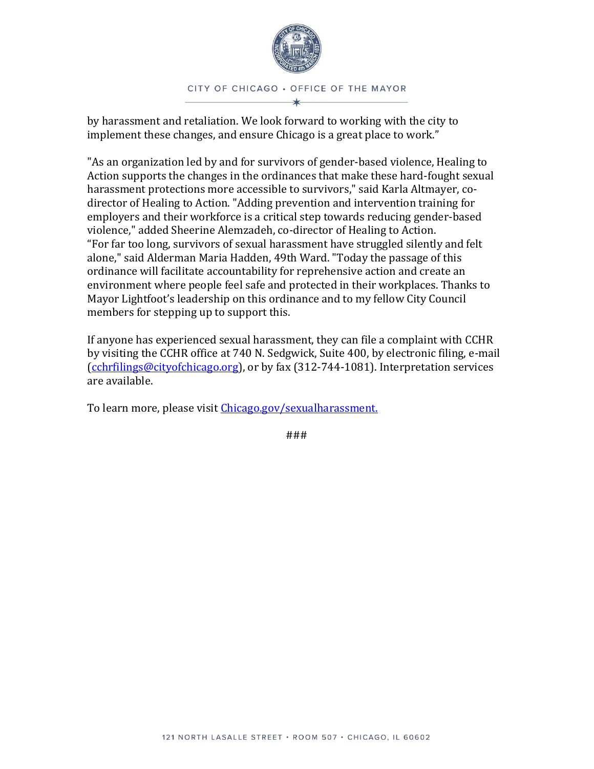by harassment and retaliation. We look forward to working with the city to implement these changes, and ensure Chicago is a great place to work."

"As an organization led by and for survivors of gender-based violence, Healing to Action supports the changes in the ordinances that make these hard-fought sexual harassment protections more accessible to survivors," said Karla Altmayer, co-director of Healing to Action. "Adding prevention and intervention training for employers and their workforce is a critical step towards reducing gender-based violence," added Sheerine Alemzadeh, co-director of Healing to Action.
"For far too long, survivors of sexual harassment have struggled silently and felt alone," said Alderman Maria Hadden, 49th Ward. "Today the passage of this ordinance will facilitate accountability for reprehensive action and create an environment where people feel safe and protected in their workplaces. Thanks to Mayor Lightfoot's leadership on this ordinance and to my fellow City Council members for stepping up to support this.

If anyone has experienced sexual harassment, they can file a complaint with CCHR by visiting the CCHR office at 740 N. Sedgwick, Suite 400, by electronic filing, e-mail (cchrfilings@cityofchicago.org), or by fax (312-744-1081). Interpretation services are available.

To learn more, please visit Chicago.gov/sexualharassment.

###